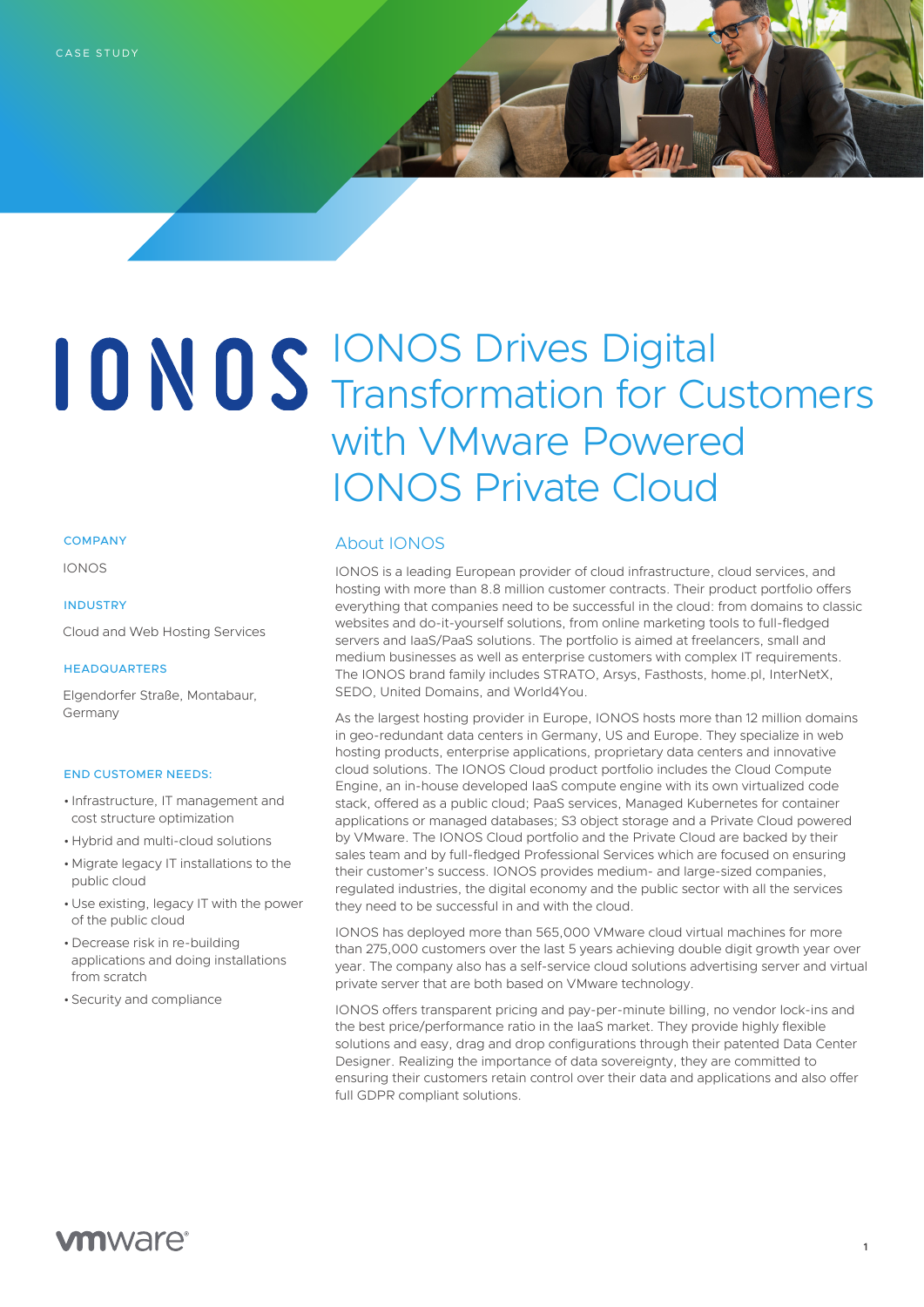CASE STUDY

# IONOS Drives Digital Transformation for Customers with VMware Powered IONOS Private Cloud

**COMPANY**

IONOS

**INDUSTRY**

Cloud and Web Hosting Services

**HEADQUARTERS**

Elgendorfer Straße, Montabaur, Germany

**END CUSTOMER NEEDS:**

- Infrastructure, IT management and cost structure optimization
- Hybrid and multi-cloud solutions
- Migrate legacy IT installations to the public cloud
- Use existing, legacy IT with the power of the public cloud
- Decrease risk in re-building applications and doing installations from scratch
- Security and compliance

## About IONOS

IONOS is a leading European provider of cloud infrastructure, cloud services, and hosting with more than 8.8 million customer contracts. Their product portfolio offers everything that companies need to be successful in the cloud: from domains to classic websites and do-it-yourself solutions, from online marketing tools to full-fledged servers and IaaS/PaaS solutions. The portfolio is aimed at freelancers, small and medium businesses as well as enterprise customers with complex IT requirements. The IONOS brand family includes STRATO, Arsys, Fasthosts, home.pl, InterNetX, SEDO, United Domains, and World4You.

As the largest hosting provider in Europe, IONOS hosts more than 12 million domains in geo-redundant data centers in Germany, US and Europe. They specialize in web hosting products, enterprise applications, proprietary data centers and innovative cloud solutions. The IONOS Cloud product portfolio includes the Cloud Compute Engine, an in-house developed IaaS compute engine with its own virtualized code stack, offered as a public cloud; PaaS services, Managed Kubernetes for container applications or managed databases; S3 object storage and a Private Cloud powered by VMware. The IONOS Cloud portfolio and the Private Cloud are backed by their sales team and by full-fledged Professional Services which are focused on ensuring their customer's success. IONOS provides medium- and large-sized companies, regulated industries, the digital economy and the public sector with all the services they need to be successful in and with the cloud.

IONOS has deployed more than 565,000 VMware cloud virtual machines for more than 275,000 customers over the last 5 years achieving double digit growth year over year. The company also has a self-service cloud solutions advertising server and virtual private server that are both based on VMware technology.

IONOS offers transparent pricing and pay-per-minute billing, no vendor lock-ins and the best price/performance ratio in the IaaS market. They provide highly flexible solutions and easy, drag and drop configurations through their patented Data Center Designer. Realizing the importance of data sovereignty, they are committed to ensuring their customers retain control over their data and applications and also offer full GDPR compliant solutions.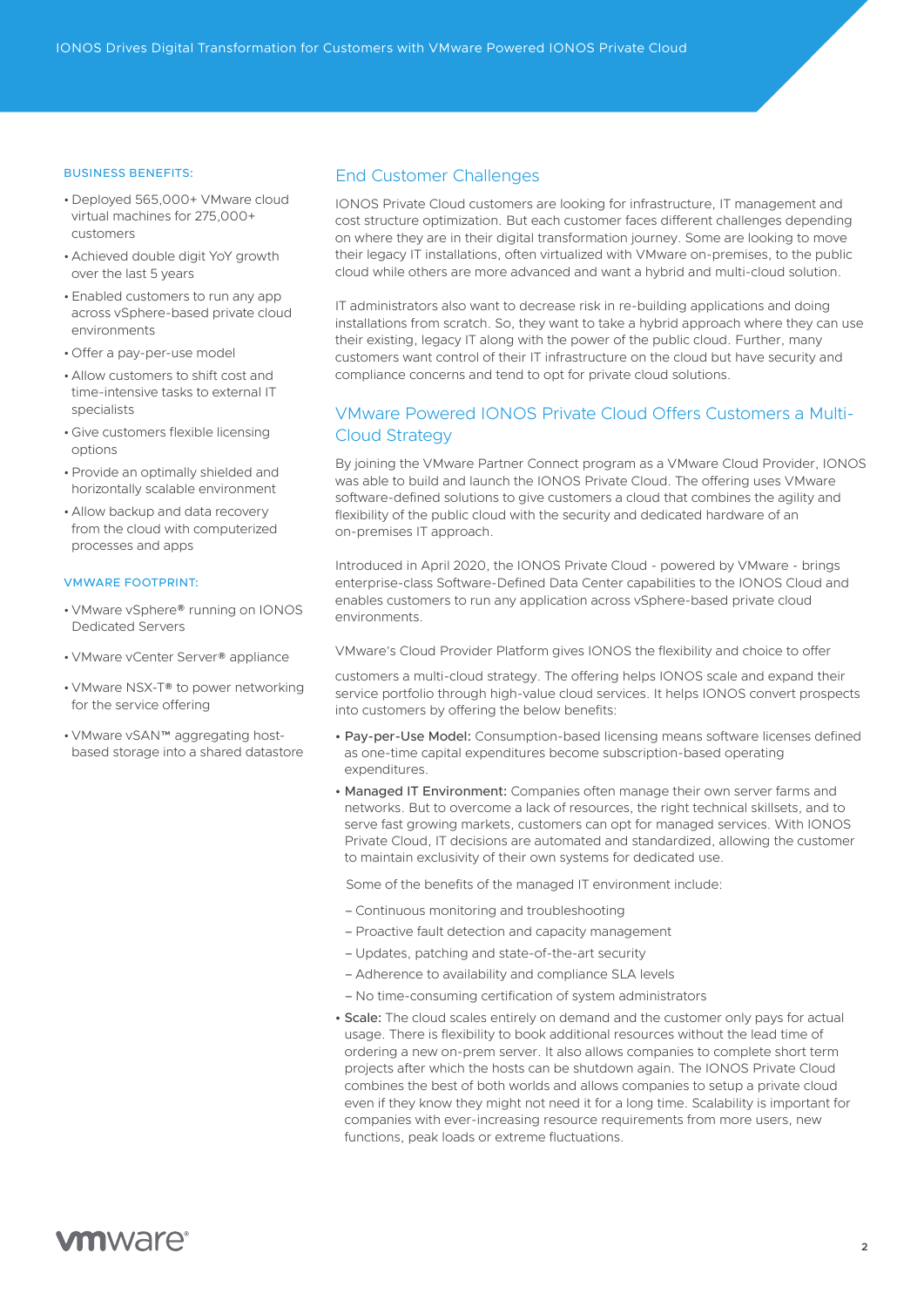BUSINESS BENEFITS:

- Deployed 565,000+ VMware cloud virtual machines for 275,000+ customers
- Achieved double digit YoY growth over the last 5 years
- Enabled customers to run any app across vSphere-based private cloud environments
- Offer a pay-per-use model
- Allow customers to shift cost and time-intensive tasks to external IT specialists
- Give customers flexible licensing options
- Provide an optimally shielded and horizontally scalable environment
- Allow backup and data recovery from the cloud with computerized processes and apps

VMWARE FOOTPRINT:

- VMware vSphere® running on IONOS Dedicated Servers
- VMware vCenter Server® appliance
- VMware NSX-T® to power networking for the service offering
- VMware vSAN™ aggregating host-based storage into a shared datastore

## End Customer Challenges

IONOS Private Cloud customers are looking for infrastructure, IT management and cost structure optimization. But each customer faces different challenges depending on where they are in their digital transformation journey. Some are looking to move their legacy IT installations, often virtualized with VMware on-premises, to the public cloud while others are more advanced and want a hybrid and multi-cloud solution.

IT administrators also want to decrease risk in re-building applications and doing installations from scratch. So, they want to take a hybrid approach where they can use their existing, legacy IT along with the power of the public cloud. Further, many customers want control of their IT infrastructure on the cloud but have security and compliance concerns and tend to opt for private cloud solutions.

## VMware Powered IONOS Private Cloud Offers Customers a Multi-Cloud Strategy

By joining the VMware Partner Connect program as a VMware Cloud Provider, IONOS was able to build and launch the IONOS Private Cloud. The offering uses VMware software-defined solutions to give customers a cloud that combines the agility and flexibility of the public cloud with the security and dedicated hardware of an on-premises IT approach.

Introduced in April 2020, the IONOS Private Cloud - powered by VMware - brings enterprise-class Software-Defined Data Center capabilities to the IONOS Cloud and enables customers to run any application across vSphere-based private cloud environments.

VMware's Cloud Provider Platform gives IONOS the flexibility and choice to offer customers a multi-cloud strategy. The offering helps IONOS scale and expand their service portfolio through high-value cloud services. It helps IONOS convert prospects into customers by offering the below benefits:

- **Pay-per-Use Model:** Consumption-based licensing means software licenses defined as one-time capital expenditures become subscription-based operating expenditures.
- **Managed IT Environment:** Companies often manage their own server farms and networks. But to overcome a lack of resources, the right technical skillsets, and to serve fast growing markets, customers can opt for managed services. With IONOS Private Cloud, IT decisions are automated and standardized, allowing the customer to maintain exclusivity of their own systems for dedicated use.

  Some of the benefits of the managed IT environment include:

  – Continuous monitoring and troubleshooting

  – Proactive fault detection and capacity management

  – Updates, patching and state-of-the-art security

  – Adherence to availability and compliance SLA levels

  – No time-consuming certification of system administrators

- **Scale:** The cloud scales entirely on demand and the customer only pays for actual usage. There is flexibility to book additional resources without the lead time of ordering a new on-prem server. It also allows companies to complete short term projects after which the hosts can be shutdown again. The IONOS Private Cloud combines the best of both worlds and allows companies to setup a private cloud even if they know they might not need it for a long time. Scalability is important for companies with ever-increasing resource requirements from more users, new functions, peak loads or extreme fluctuations.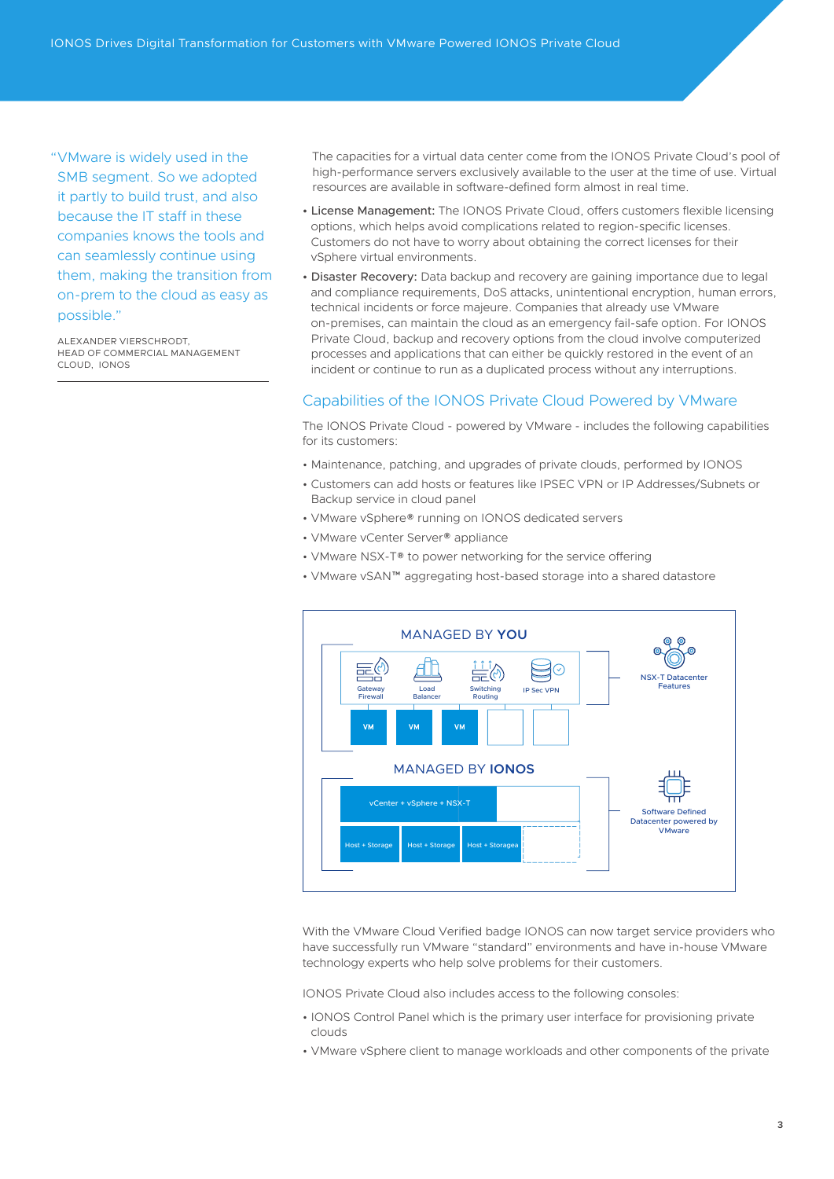> "VMware is widely used in the SMB segment. So we adopted it partly to build trust, and also because the IT staff in these companies knows the tools and can seamlessly continue using them, making the transition from on-prem to the cloud as easy as possible."
>
> ALEXANDER VIERSCHRODT, HEAD OF COMMERCIAL MANAGEMENT CLOUD, IONOS

The capacities for a virtual data center come from the IONOS Private Cloud's pool of high-performance servers exclusively available to the user at the time of use. Virtual resources are available in software-defined form almost in real time.

- **License Management:** The IONOS Private Cloud, offers customers flexible licensing options, which helps avoid complications related to region-specific licenses. Customers do not have to worry about obtaining the correct licenses for their vSphere virtual environments.
- **Disaster Recovery:** Data backup and recovery are gaining importance due to legal and compliance requirements, DoS attacks, unintentional encryption, human errors, technical incidents or force majeure. Companies that already use VMware on-premises, can maintain the cloud as an emergency fail-safe option. For IONOS Private Cloud, backup and recovery options from the cloud involve computerized processes and applications that can either be quickly restored in the event of an incident or continue to run as a duplicated process without any interruptions.

## Capabilities of the IONOS Private Cloud Powered by VMware

The IONOS Private Cloud - powered by VMware - includes the following capabilities for its customers:

- Maintenance, patching, and upgrades of private clouds, performed by IONOS
- Customers can add hosts or features like IPSEC VPN or IP Addresses/Subnets or Backup service in cloud panel
- VMware vSphere® running on IONOS dedicated servers
- VMware vCenter Server® appliance
- VMware NSX-T® to power networking for the service offering
- VMware vSAN™ aggregating host-based storage into a shared datastore

MANAGED BY **YOU**

Gateway Firewall | Load Balancer | Switching Routing | IP Sec VPN

VM | VM | VM

NSX-T Datacenter Features

MANAGED BY **IONOS**

vCenter + vSphere + NSX-T

Host + Storage | Host + Storage | Host + Storagea

Software Defined Datacenter powered by VMware

With the VMware Cloud Verified badge IONOS can now target service providers who have successfully run VMware "standard" environments and have in-house VMware technology experts who help solve problems for their customers.

IONOS Private Cloud also includes access to the following consoles:

- IONOS Control Panel which is the primary user interface for provisioning private clouds
- VMware vSphere client to manage workloads and other components of the private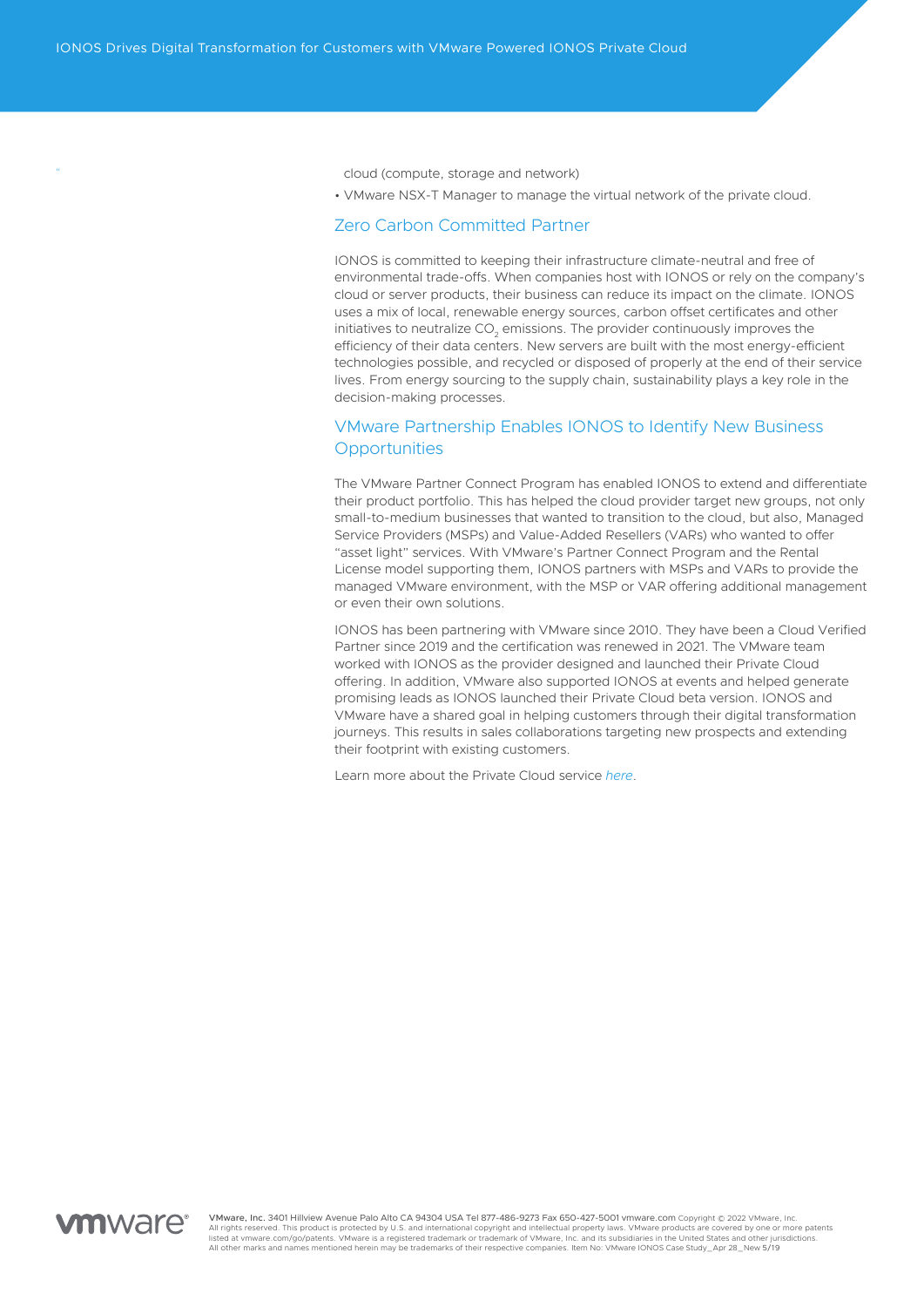cloud (compute, storage and network)

- VMware NSX-T Manager to manage the virtual network of the private cloud.

## Zero Carbon Committed Partner

IONOS is committed to keeping their infrastructure climate-neutral and free of environmental trade-offs. When companies host with IONOS or rely on the company's cloud or server products, their business can reduce its impact on the climate. IONOS uses a mix of local, renewable energy sources, carbon offset certificates and other initiatives to neutralize $CO_2$ emissions. The provider continuously improves the efficiency of their data centers. New servers are built with the most energy-efficient technologies possible, and recycled or disposed of properly at the end of their service lives. From energy sourcing to the supply chain, sustainability plays a key role in the decision-making processes.

## VMware Partnership Enables IONOS to Identify New Business Opportunities

The VMware Partner Connect Program has enabled IONOS to extend and differentiate their product portfolio. This has helped the cloud provider target new groups, not only small-to-medium businesses that wanted to transition to the cloud, but also, Managed Service Providers (MSPs) and Value-Added Resellers (VARs) who wanted to offer "asset light" services. With VMware's Partner Connect Program and the Rental License model supporting them, IONOS partners with MSPs and VARs to provide the managed VMware environment, with the MSP or VAR offering additional management or even their own solutions.

IONOS has been partnering with VMware since 2010. They have been a Cloud Verified Partner since 2019 and the certification was renewed in 2021. The VMware team worked with IONOS as the provider designed and launched their Private Cloud offering. In addition, VMware also supported IONOS at events and helped generate promising leads as IONOS launched their Private Cloud beta version. IONOS and VMware have a shared goal in helping customers through their digital transformation journeys. This results in sales collaborations targeting new prospects and extending their footprint with existing customers.

Learn more about the Private Cloud service *here*.

**VMware, Inc.** 3401 Hillview Avenue Palo Alto CA 94304 USA Tel 877-486-9273 Fax 650-427-5001 vmware.com Copyright © 2022 VMware, Inc. All rights reserved. This product is protected by U.S. and international copyright and intellectual property laws. VMware products are covered by one or more patents listed at vmware.com/go/patents. VMware is a registered trademark or trademark of VMware, Inc. and its subsidiaries in the United States and other jurisdictions. All other marks and names mentioned herein may be trademarks of their respective companies. Item No: VMware IONOS Case Study_Apr 28_New 5/19